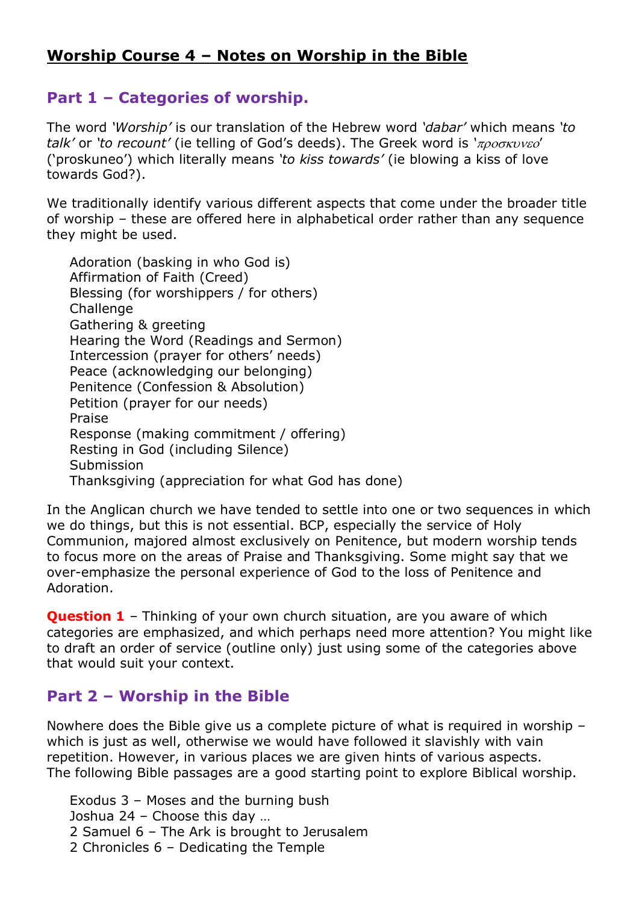# Worship Course 4 – Notes on Worship in the Bible

## Part 1 – Categories of worship.

The word *'Worship'* is our translation of the Hebrew word *'dabar'* which means *'to talk'* or *'to recount'* (ie telling of God's deeds). The Greek word is '*προσκυνεο*' ('proskuneo') which literally means *'to kiss towards'* (ie blowing a kiss of love towards God?).

We traditionally identify various different aspects that come under the broader title of worship – these are offered here in alphabetical order rather than any sequence they might be used.

Adoration (basking in who God is)
Affirmation of Faith (Creed)
Blessing (for worshippers / for others)
Challenge
Gathering & greeting
Hearing the Word (Readings and Sermon)
Intercession (prayer for others' needs)
Peace (acknowledging our belonging)
Penitence (Confession & Absolution)
Petition (prayer for our needs)
Praise
Response (making commitment / offering)
Resting in God (including Silence)
Submission
Thanksgiving (appreciation for what God has done)

In the Anglican church we have tended to settle into one or two sequences in which we do things, but this is not essential. BCP, especially the service of Holy Communion, majored almost exclusively on Penitence, but modern worship tends to focus more on the areas of Praise and Thanksgiving. Some might say that we over-emphasize the personal experience of God to the loss of Penitence and Adoration.

**Question 1** – Thinking of your own church situation, are you aware of which categories are emphasized, and which perhaps need more attention? You might like to draft an order of service (outline only) just using some of the categories above that would suit your context.

## Part 2 – Worship in the Bible

Nowhere does the Bible give us a complete picture of what is required in worship – which is just as well, otherwise we would have followed it slavishly with vain repetition. However, in various places we are given hints of various aspects. The following Bible passages are a good starting point to explore Biblical worship.

Exodus 3 – Moses and the burning bush
Joshua 24 – Choose this day …
2 Samuel 6 – The Ark is brought to Jerusalem
2 Chronicles 6 – Dedicating the Temple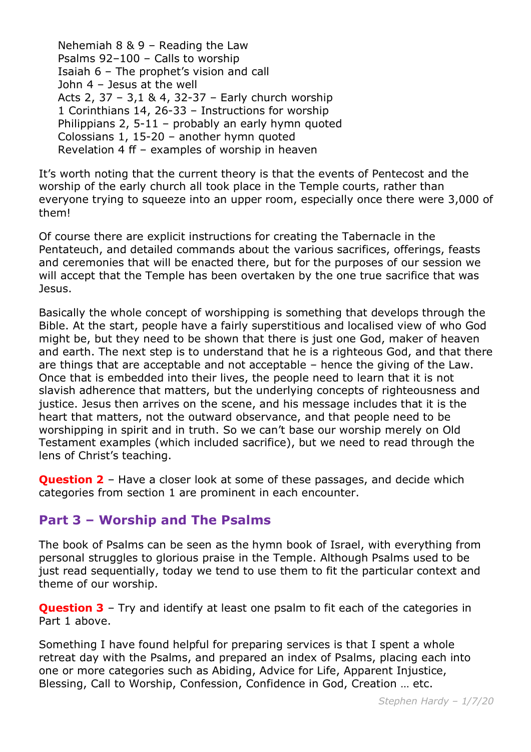Nehemiah 8 & 9 – Reading the Law
Psalms 92–100 – Calls to worship
Isaiah 6 – The prophet's vision and call
John 4 – Jesus at the well
Acts 2, 37 – 3,1 & 4, 32-37 – Early church worship
1 Corinthians 14, 26-33 – Instructions for worship
Philippians 2, 5-11 – probably an early hymn quoted
Colossians 1, 15-20 – another hymn quoted
Revelation 4 ff – examples of worship in heaven

It's worth noting that the current theory is that the events of Pentecost and the worship of the early church all took place in the Temple courts, rather than everyone trying to squeeze into an upper room, especially once there were 3,000 of them!

Of course there are explicit instructions for creating the Tabernacle in the Pentateuch, and detailed commands about the various sacrifices, offerings, feasts and ceremonies that will be enacted there, but for the purposes of our session we will accept that the Temple has been overtaken by the one true sacrifice that was Jesus.

Basically the whole concept of worshipping is something that develops through the Bible. At the start, people have a fairly superstitious and localised view of who God might be, but they need to be shown that there is just one God, maker of heaven and earth. The next step is to understand that he is a righteous God, and that there are things that are acceptable and not acceptable – hence the giving of the Law. Once that is embedded into their lives, the people need to learn that it is not slavish adherence that matters, but the underlying concepts of righteousness and justice. Jesus then arrives on the scene, and his message includes that it is the heart that matters, not the outward observance, and that people need to be worshipping in spirit and in truth. So we can't base our worship merely on Old Testament examples (which included sacrifice), but we need to read through the lens of Christ's teaching.

**Question 2** – Have a closer look at some of these passages, and decide which categories from section 1 are prominent in each encounter.

## Part 3 – Worship and The Psalms

The book of Psalms can be seen as the hymn book of Israel, with everything from personal struggles to glorious praise in the Temple. Although Psalms used to be just read sequentially, today we tend to use them to fit the particular context and theme of our worship.

**Question 3** – Try and identify at least one psalm to fit each of the categories in Part 1 above.

Something I have found helpful for preparing services is that I spent a whole retreat day with the Psalms, and prepared an index of Psalms, placing each into one or more categories such as Abiding, Advice for Life, Apparent Injustice, Blessing, Call to Worship, Confession, Confidence in God, Creation … etc.

*Stephen Hardy – 1/7/20*